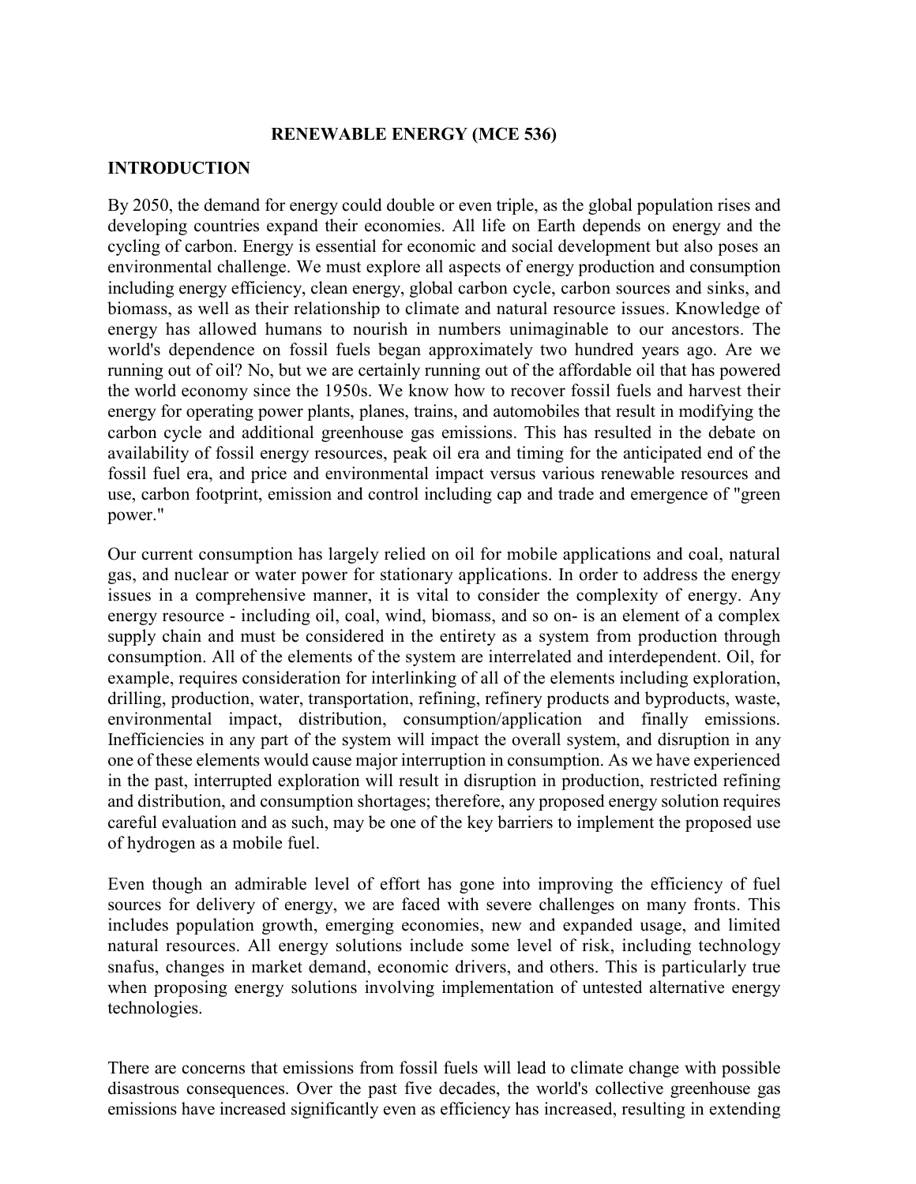# RENEWABLE ENERGY (MCE 536)

## INTRODUCTION

By 2050, the demand for energy could double or even triple, as the global population rises and developing countries expand their economies. All life on Earth depends on energy and the cycling of carbon. Energy is essential for economic and social development but also poses an environmental challenge. We must explore all aspects of energy production and consumption including energy efficiency, clean energy, global carbon cycle, carbon sources and sinks, and biomass, as well as their relationship to climate and natural resource issues. Knowledge of energy has allowed humans to nourish in numbers unimaginable to our ancestors. The world's dependence on fossil fuels began approximately two hundred years ago. Are we running out of oil? No, but we are certainly running out of the affordable oil that has powered the world economy since the 1950s. We know how to recover fossil fuels and harvest their energy for operating power plants, planes, trains, and automobiles that result in modifying the carbon cycle and additional greenhouse gas emissions. This has resulted in the debate on availability of fossil energy resources, peak oil era and timing for the anticipated end of the fossil fuel era, and price and environmental impact versus various renewable resources and use, carbon footprint, emission and control including cap and trade and emergence of "green power."

Our current consumption has largely relied on oil for mobile applications and coal, natural gas, and nuclear or water power for stationary applications. In order to address the energy issues in a comprehensive manner, it is vital to consider the complexity of energy. Any energy resource - including oil, coal, wind, biomass, and so on- is an element of a complex supply chain and must be considered in the entirety as a system from production through consumption. All of the elements of the system are interrelated and interdependent. Oil, for example, requires consideration for interlinking of all of the elements including exploration, drilling, production, water, transportation, refining, refinery products and byproducts, waste, environmental impact, distribution, consumption/application and finally emissions. Inefficiencies in any part of the system will impact the overall system, and disruption in any one of these elements would cause major interruption in consumption. As we have experienced in the past, interrupted exploration will result in disruption in production, restricted refining and distribution, and consumption shortages; therefore, any proposed energy solution requires careful evaluation and as such, may be one of the key barriers to implement the proposed use of hydrogen as a mobile fuel.

Even though an admirable level of effort has gone into improving the efficiency of fuel sources for delivery of energy, we are faced with severe challenges on many fronts. This includes population growth, emerging economies, new and expanded usage, and limited natural resources. All energy solutions include some level of risk, including technology snafus, changes in market demand, economic drivers, and others. This is particularly true when proposing energy solutions involving implementation of untested alternative energy technologies.

There are concerns that emissions from fossil fuels will lead to climate change with possible disastrous consequences. Over the past five decades, the world's collective greenhouse gas emissions have increased significantly even as efficiency has increased, resulting in extending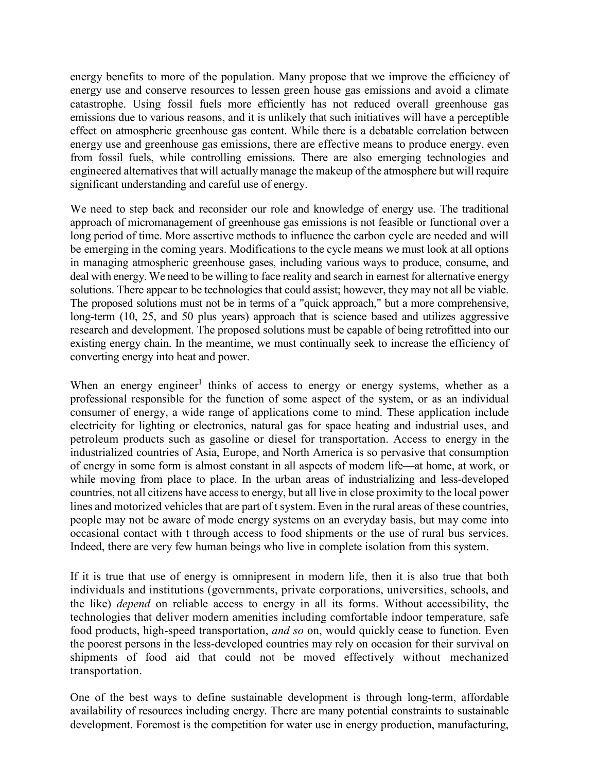energy benefits to more of the population. Many propose that we improve the efficiency of energy use and conserve resources to lessen green house gas emissions and avoid a climate catastrophe. Using fossil fuels more efficiently has not reduced overall greenhouse gas emissions due to various reasons, and it is unlikely that such initiatives will have a perceptible effect on atmospheric greenhouse gas content. While there is a debatable correlation between energy use and greenhouse gas emissions, there are effective means to produce energy, even from fossil fuels, while controlling emissions. There are also emerging technologies and engineered alternatives that will actually manage the makeup of the atmosphere but will require significant understanding and careful use of energy.

We need to step back and reconsider our role and knowledge of energy use. The traditional approach of micromanagement of greenhouse gas emissions is not feasible or functional over a long period of time. More assertive methods to influence the carbon cycle are needed and will be emerging in the coming years. Modifications to the cycle means we must look at all options in managing atmospheric greenhouse gases, including various ways to produce, consume, and deal with energy. We need to be willing to face reality and search in earnest for alternative energy solutions. There appear to be technologies that could assist; however, they may not all be viable. The proposed solutions must not be in terms of a "quick approach," but a more comprehensive, long-term (10, 25, and 50 plus years) approach that is science based and utilizes aggressive research and development. The proposed solutions must be capable of being retrofitted into our existing energy chain. In the meantime, we must continually seek to increase the efficiency of converting energy into heat and power.

When an energy engineer[1] thinks of access to energy or energy systems, whether as a professional responsible for the function of some aspect of the system, or as an individual consumer of energy, a wide range of applications come to mind. These application include electricity for lighting or electronics, natural gas for space heating and industrial uses, and petroleum products such as gasoline or diesel for transportation. Access to energy in the industrialized countries of Asia, Europe, and North America is so pervasive that consumption of energy in some form is almost constant in all aspects of modern life—at home, at work, or while moving from place to place. In the urban areas of industrializing and less-developed countries, not all citizens have access to energy, but all live in close proximity to the local power lines and motorized vehicles that are part of t system. Even in the rural areas of these countries, people may not be aware of mode energy systems on an everyday basis, but may come into occasional contact with t through access to food shipments or the use of rural bus services. Indeed, there are very few human beings who live in complete isolation from this system.

If it is true that use of energy is omnipresent in modern life, then it is also true that both individuals and institutions (governments, private corporations, universities, schools, and the like) *depend* on reliable access to energy in all its forms. Without accessibility, the technologies that deliver modern amenities including comfortable indoor temperature, safe food products, high-speed transportation, *and so* on, would quickly cease to function. Even the poorest persons in the less-developed countries may rely on occasion for their survival on shipments of food aid that could not be moved effectively without mechanized transportation.

One of the best ways to define sustainable development is through long-term, affordable availability of resources including energy. There are many potential constraints to sustainable development. Foremost is the competition for water use in energy production, manufacturing,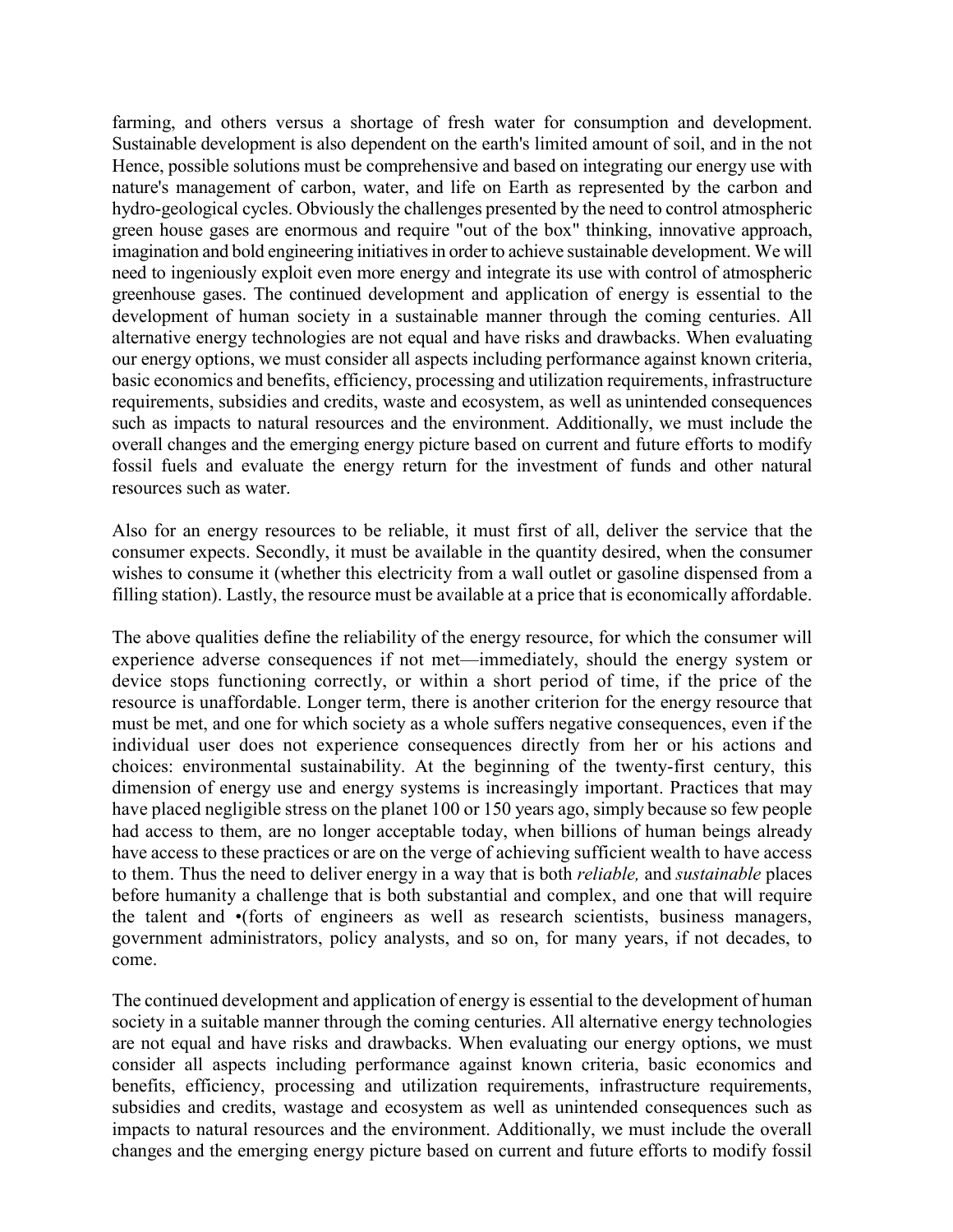farming, and others versus a shortage of fresh water for consumption and development. Sustainable development is also dependent on the earth's limited amount of soil, and in the not Hence, possible solutions must be comprehensive and based on integrating our energy use with nature's management of carbon, water, and life on Earth as represented by the carbon and hydro-geological cycles. Obviously the challenges presented by the need to control atmospheric green house gases are enormous and require "out of the box" thinking, innovative approach, imagination and bold engineering initiatives in order to achieve sustainable development. We will need to ingeniously exploit even more energy and integrate its use with control of atmospheric greenhouse gases. The continued development and application of energy is essential to the development of human society in a sustainable manner through the coming centuries. All alternative energy technologies are not equal and have risks and drawbacks. When evaluating our energy options, we must consider all aspects including performance against known criteria, basic economics and benefits, efficiency, processing and utilization requirements, infrastructure requirements, subsidies and credits, waste and ecosystem, as well as unintended consequences such as impacts to natural resources and the environment. Additionally, we must include the overall changes and the emerging energy picture based on current and future efforts to modify fossil fuels and evaluate the energy return for the investment of funds and other natural resources such as water.

Also for an energy resources to be reliable, it must first of all, deliver the service that the consumer expects. Secondly, it must be available in the quantity desired, when the consumer wishes to consume it (whether this electricity from a wall outlet or gasoline dispensed from a filling station). Lastly, the resource must be available at a price that is economically affordable.

The above qualities define the reliability of the energy resource, for which the consumer will experience adverse consequences if not met—immediately, should the energy system or device stops functioning correctly, or within a short period of time, if the price of the resource is unaffordable. Longer term, there is another criterion for the energy resource that must be met, and one for which society as a whole suffers negative consequences, even if the individual user does not experience consequences directly from her or his actions and choices: environmental sustainability. At the beginning of the twenty-first century, this dimension of energy use and energy systems is increasingly important. Practices that may have placed negligible stress on the planet 100 or 150 years ago, simply because so few people had access to them, are no longer acceptable today, when billions of human beings already have access to these practices or are on the verge of achieving sufficient wealth to have access to them. Thus the need to deliver energy in a way that is both *reliable,* and *sustainable* places before humanity a challenge that is both substantial and complex, and one that will require the talent and •(forts of engineers as well as research scientists, business managers, government administrators, policy analysts, and so on, for many years, if not decades, to come.

The continued development and application of energy is essential to the development of human society in a suitable manner through the coming centuries. All alternative energy technologies are not equal and have risks and drawbacks. When evaluating our energy options, we must consider all aspects including performance against known criteria, basic economics and benefits, efficiency, processing and utilization requirements, infrastructure requirements, subsidies and credits, wastage and ecosystem as well as unintended consequences such as impacts to natural resources and the environment. Additionally, we must include the overall changes and the emerging energy picture based on current and future efforts to modify fossil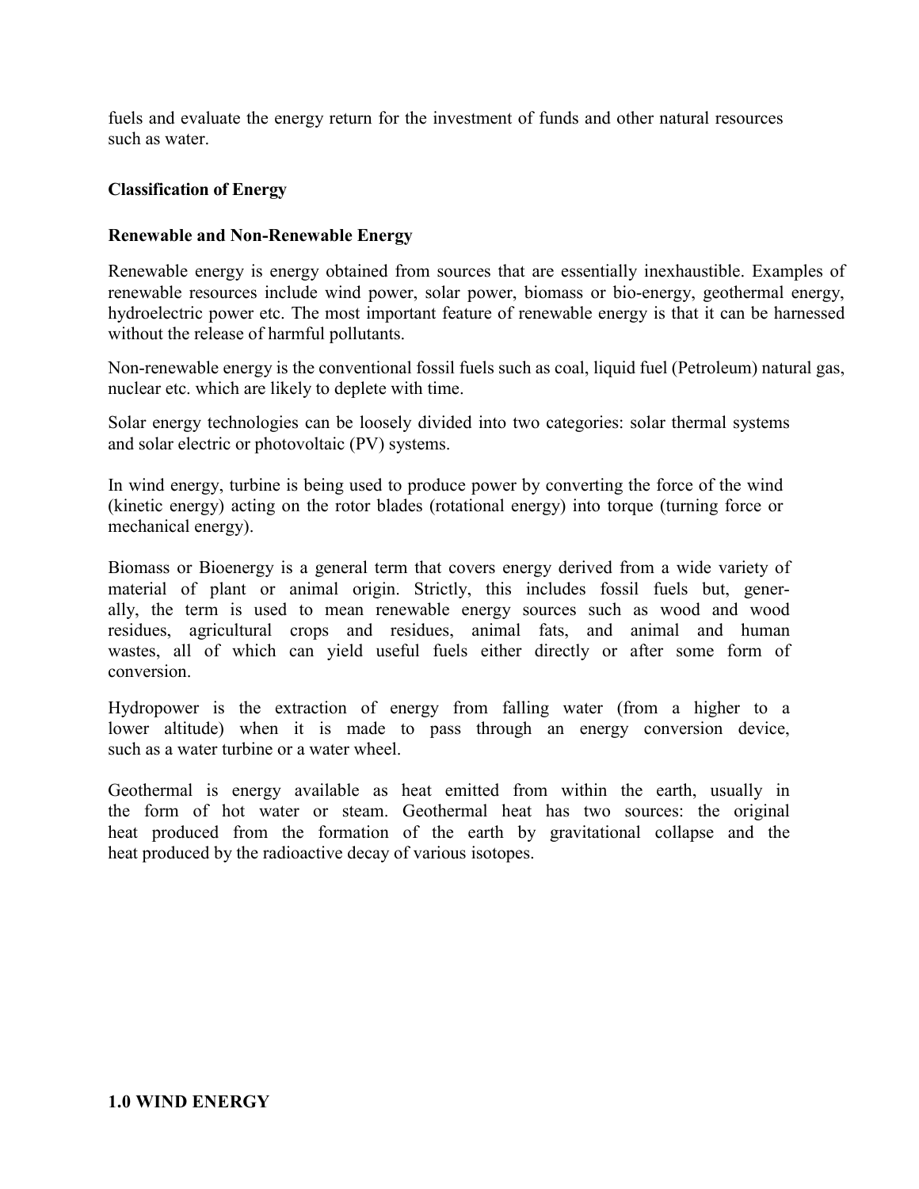fuels and evaluate the energy return for the investment of funds and other natural resources such as water.

**Classification of Energy**

**Renewable and Non-Renewable Energy**

Renewable energy is energy obtained from sources that are essentially inexhaustible. Examples of renewable resources include wind power, solar power, biomass or bio-energy, geothermal energy, hydroelectric power etc. The most important feature of renewable energy is that it can be harnessed without the release of harmful pollutants.

Non-renewable energy is the conventional fossil fuels such as coal, liquid fuel (Petroleum) natural gas, nuclear etc. which are likely to deplete with time.

Solar energy technologies can be loosely divided into two categories: solar thermal systems and solar electric or photovoltaic (PV) systems.

In wind energy, turbine is being used to produce power by converting the force of the wind (kinetic energy) acting on the rotor blades (rotational energy) into torque (turning force or mechanical energy).

Biomass or Bioenergy is a general term that covers energy derived from a wide variety of material of plant or animal origin. Strictly, this includes fossil fuels but, generally, the term is used to mean renewable energy sources such as wood and wood residues, agricultural crops and residues, animal fats, and animal and human wastes, all of which can yield useful fuels either directly or after some form of conversion.

Hydropower is the extraction of energy from falling water (from a higher to a lower altitude) when it is made to pass through an energy conversion device, such as a water turbine or a water wheel.

Geothermal is energy available as heat emitted from within the earth, usually in the form of hot water or steam. Geothermal heat has two sources: the original heat produced from the formation of the earth by gravitational collapse and the heat produced by the radioactive decay of various isotopes.

## 1.0 WIND ENERGY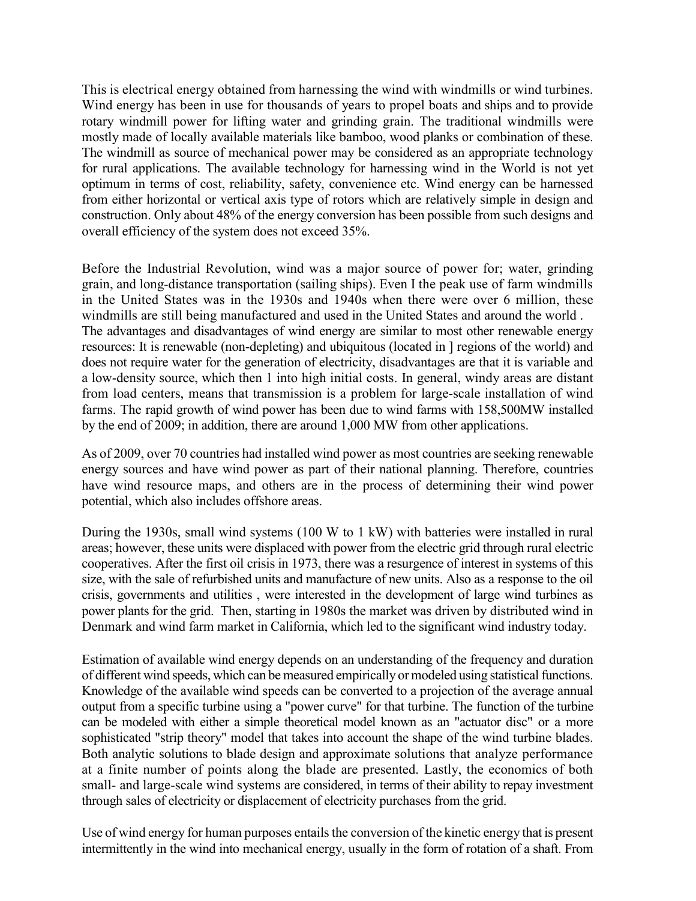This is electrical energy obtained from harnessing the wind with windmills or wind turbines. Wind energy has been in use for thousands of years to propel boats and ships and to provide rotary windmill power for lifting water and grinding grain. The traditional windmills were mostly made of locally available materials like bamboo, wood planks or combination of these. The windmill as source of mechanical power may be considered as an appropriate technology for rural applications. The available technology for harnessing wind in the World is not yet optimum in terms of cost, reliability, safety, convenience etc. Wind energy can be harnessed from either horizontal or vertical axis type of rotors which are relatively simple in design and construction. Only about 48% of the energy conversion has been possible from such designs and overall efficiency of the system does not exceed 35%.

Before the Industrial Revolution, wind was a major source of power for; water, grinding grain, and long-distance transportation (sailing ships). Even I the peak use of farm windmills in the United States was in the 1930s and 1940s when there were over 6 million, these windmills are still being manufactured and used in the United States and around the world . The advantages and disadvantages of wind energy are similar to most other renewable energy resources: It is renewable (non-depleting) and ubiquitous (located in ] regions of the world) and does not require water for the generation of electricity, disadvantages are that it is variable and a low-density source, which then 1 into high initial costs. In general, windy areas are distant from load centers, means that transmission is a problem for large-scale installation of wind farms. The rapid growth of wind power has been due to wind farms with 158,500MW installed by the end of 2009; in addition, there are around 1,000 MW from other applications.

As of 2009, over 70 countries had installed wind power as most countries are seeking renewable energy sources and have wind power as part of their national planning. Therefore, countries have wind resource maps, and others are in the process of determining their wind power potential, which also includes offshore areas.

During the 1930s, small wind systems (100 W to 1 kW) with batteries were installed in rural areas; however, these units were displaced with power from the electric grid through rural electric cooperatives. After the first oil crisis in 1973, there was a resurgence of interest in systems of this size, with the sale of refurbished units and manufacture of new units. Also as a response to the oil crisis, governments and utilities , were interested in the development of large wind turbines as power plants for the grid. Then, starting in 1980s the market was driven by distributed wind in Denmark and wind farm market in California, which led to the significant wind industry today.

Estimation of available wind energy depends on an understanding of the frequency and duration of different wind speeds, which can be measured empirically or modeled using statistical functions. Knowledge of the available wind speeds can be converted to a projection of the average annual output from a specific turbine using a "power curve" for that turbine. The function of the turbine can be modeled with either a simple theoretical model known as an "actuator disc" or a more sophisticated "strip theory" model that takes into account the shape of the wind turbine blades. Both analytic solutions to blade design and approximate solutions that analyze performance at a finite number of points along the blade are presented. Lastly, the economics of both small- and large-scale wind systems are considered, in terms of their ability to repay investment through sales of electricity or displacement of electricity purchases from the grid.

Use of wind energy for human purposes entails the conversion of the kinetic energy that is present intermittently in the wind into mechanical energy, usually in the form of rotation of a shaft. From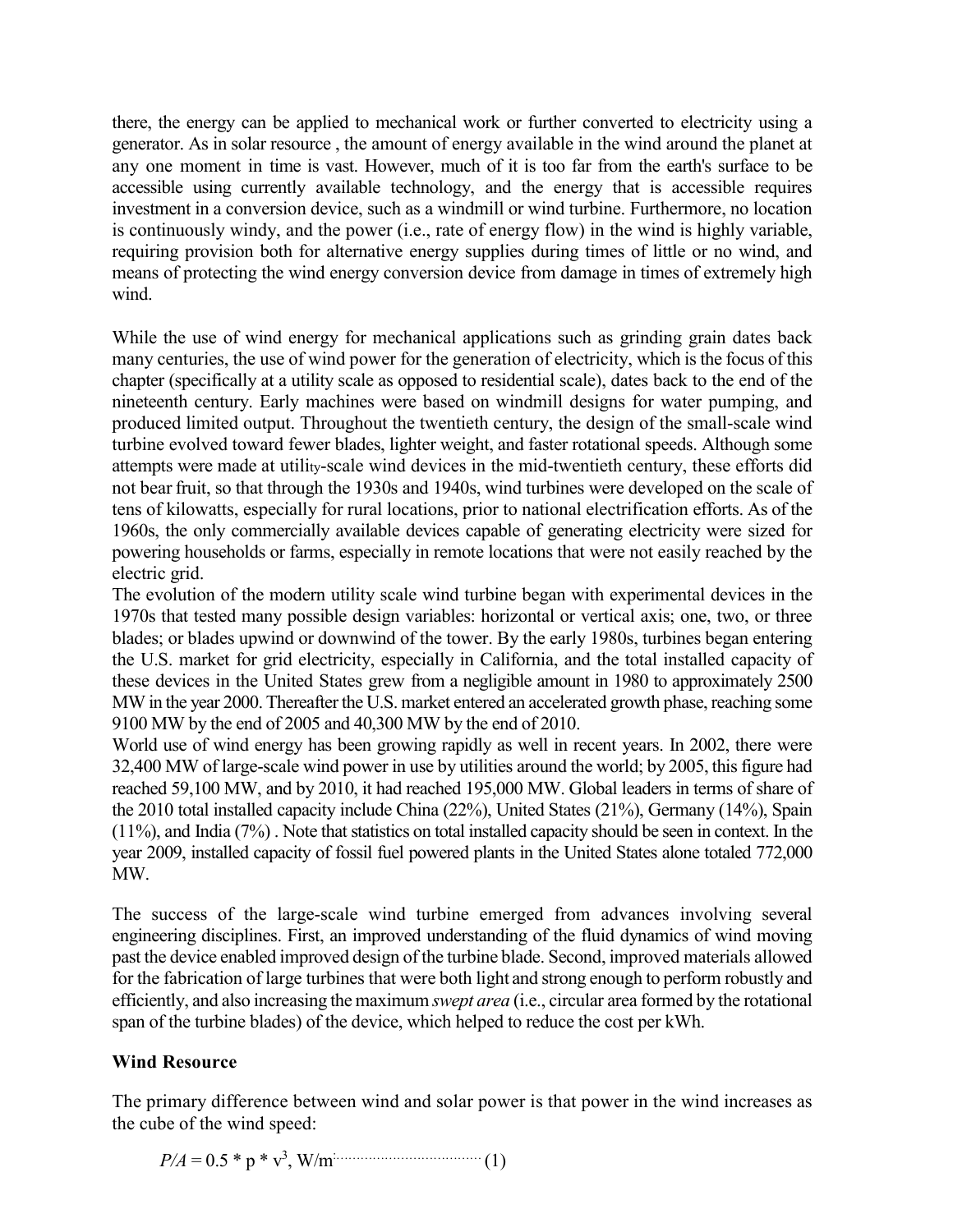there, the energy can be applied to mechanical work or further converted to electricity using a generator. As in solar resource , the amount of energy available in the wind around the planet at any one moment in time is vast. However, much of it is too far from the earth's surface to be accessible using currently available technology, and the energy that is accessible requires investment in a conversion device, such as a windmill or wind turbine. Furthermore, no location is continuously windy, and the power (i.e., rate of energy flow) in the wind is highly variable, requiring provision both for alternative energy supplies during times of little or no wind, and means of protecting the wind energy conversion device from damage in times of extremely high wind.

While the use of wind energy for mechanical applications such as grinding grain dates back many centuries, the use of wind power for the generation of electricity, which is the focus of this chapter (specifically at a utility scale as opposed to residential scale), dates back to the end of the nineteenth century. Early machines were based on windmill designs for water pumping, and produced limited output. Throughout the twentieth century, the design of the small-scale wind turbine evolved toward fewer blades, lighter weight, and faster rotational speeds. Although some attempts were made at utility-scale wind devices in the mid-twentieth century, these efforts did not bear fruit, so that through the 1930s and 1940s, wind turbines were developed on the scale of tens of kilowatts, especially for rural locations, prior to national electrification efforts. As of the 1960s, the only commercially available devices capable of generating electricity were sized for powering households or farms, especially in remote locations that were not easily reached by the electric grid.

The evolution of the modern utility scale wind turbine began with experimental devices in the 1970s that tested many possible design variables: horizontal or vertical axis; one, two, or three blades; or blades upwind or downwind of the tower. By the early 1980s, turbines began entering the U.S. market for grid electricity, especially in California, and the total installed capacity of these devices in the United States grew from a negligible amount in 1980 to approximately 2500 MW in the year 2000. Thereafter the U.S. market entered an accelerated growth phase, reaching some 9100 MW by the end of 2005 and 40,300 MW by the end of 2010.

World use of wind energy has been growing rapidly as well in recent years. In 2002, there were 32,400 MW of large-scale wind power in use by utilities around the world; by 2005, this figure had reached 59,100 MW, and by 2010, it had reached 195,000 MW. Global leaders in terms of share of the 2010 total installed capacity include China (22%), United States (21%), Germany (14%), Spain (11%), and India (7%) . Note that statistics on total installed capacity should be seen in context. In the year 2009, installed capacity of fossil fuel powered plants in the United States alone totaled 772,000 MW.

The success of the large-scale wind turbine emerged from advances involving several engineering disciplines. First, an improved understanding of the fluid dynamics of wind moving past the device enabled improved design of the turbine blade. Second, improved materials allowed for the fabrication of large turbines that were both light and strong enough to perform robustly and efficiently, and also increasing the maximum *swept area* (i.e., circular area formed by the rotational span of the turbine blades) of the device, which helped to reduce the cost per kWh.

## Wind Resource

The primary difference between wind and solar power is that power in the wind increases as the cube of the wind speed:

$$P/A = 0.5 * p * v^3, \text{ W/m}^2 \qquad (1)$$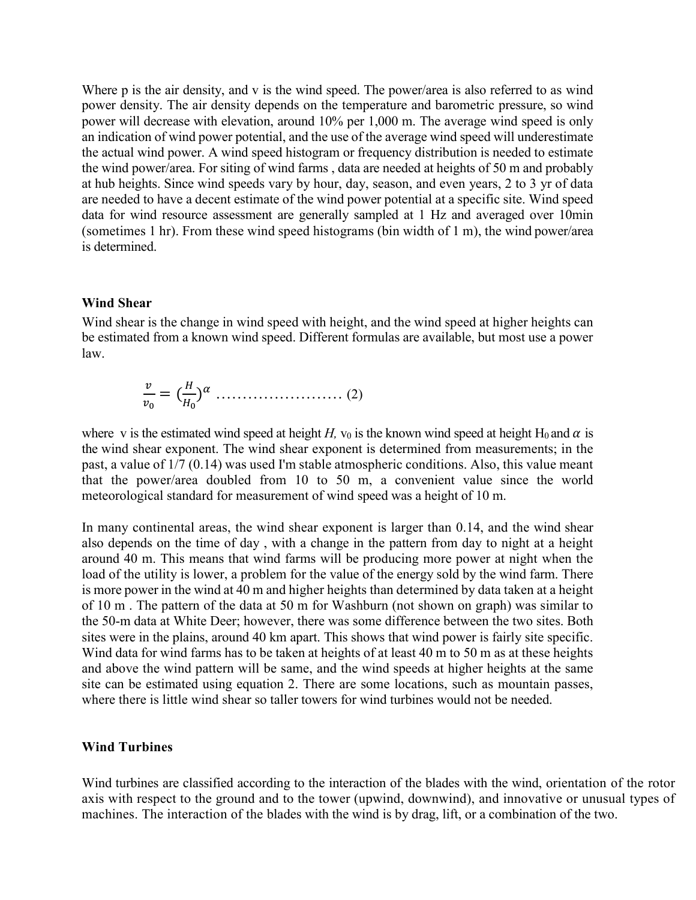Where p is the air density, and v is the wind speed. The power/area is also referred to as wind power density. The air density depends on the temperature and barometric pressure, so wind power will decrease with elevation, around 10% per 1,000 m. The average wind speed is only an indication of wind power potential, and the use of the average wind speed will underestimate the actual wind power. A wind speed histogram or frequency distribution is needed to estimate the wind power/area. For siting of wind farms , data are needed at heights of 50 m and probably at hub heights. Since wind speeds vary by hour, day, season, and even years, 2 to 3 yr of data are needed to have a decent estimate of the wind power potential at a specific site. Wind speed data for wind resource assessment are generally sampled at 1 Hz and averaged over 10min (sometimes 1 hr). From these wind speed histograms (bin width of 1 m), the wind power/area is determined.

### Wind Shear

Wind shear is the change in wind speed with height, and the wind speed at higher heights can be estimated from a known wind speed. Different formulas are available, but most use a power law.

$$\frac{v}{v_0} = \left(\frac{H}{H_0}\right)^{\alpha} \quad \text{........................ (2)}$$

where $v$ is the estimated wind speed at height $H$, $v_0$ is the known wind speed at height $H_0$ and $\alpha$ is the wind shear exponent. The wind shear exponent is determined from measurements; in the past, a value of 1/7 (0.14) was used I'm stable atmospheric conditions. Also, this value meant that the power/area doubled from 10 to 50 m, a convenient value since the world meteorological standard for measurement of wind speed was a height of 10 m.

In many continental areas, the wind shear exponent is larger than 0.14, and the wind shear also depends on the time of day , with a change in the pattern from day to night at a height around 40 m. This means that wind farms will be producing more power at night when the load of the utility is lower, a problem for the value of the energy sold by the wind farm. There is more power in the wind at 40 m and higher heights than determined by data taken at a height of 10 m . The pattern of the data at 50 m for Washburn (not shown on graph) was similar to the 50-m data at White Deer; however, there was some difference between the two sites. Both sites were in the plains, around 40 km apart. This shows that wind power is fairly site specific. Wind data for wind farms has to be taken at heights of at least 40 m to 50 m as at these heights and above the wind pattern will be same, and the wind speeds at higher heights at the same site can be estimated using equation 2. There are some locations, such as mountain passes, where there is little wind shear so taller towers for wind turbines would not be needed.

### Wind Turbines

Wind turbines are classified according to the interaction of the blades with the wind, orientation of the rotor axis with respect to the ground and to the tower (upwind, downwind), and innovative or unusual types of machines. The interaction of the blades with the wind is by drag, lift, or a combination of the two.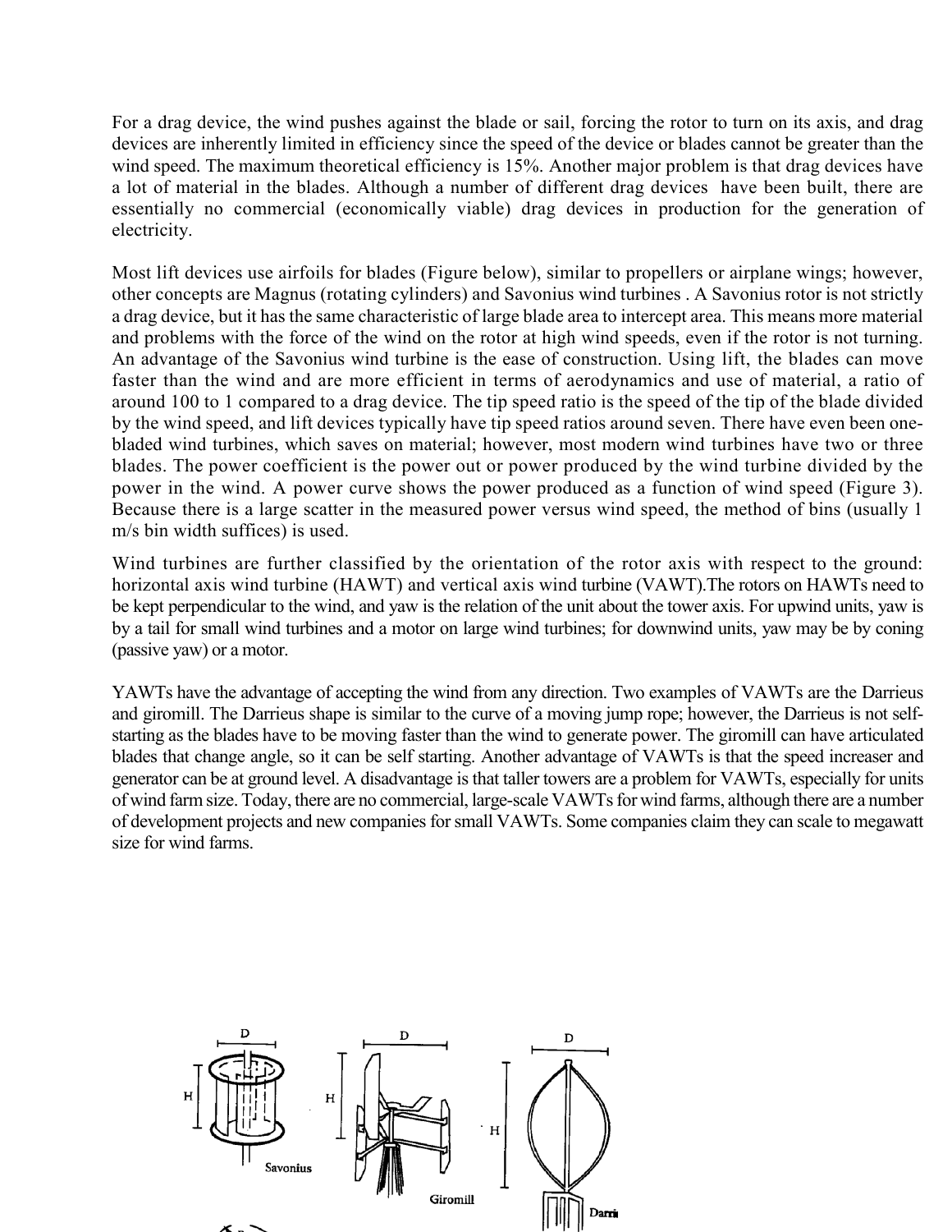For a drag device, the wind pushes against the blade or sail, forcing the rotor to turn on its axis, and drag devices are inherently limited in efficiency since the speed of the device or blades cannot be greater than the wind speed. The maximum theoretical efficiency is 15%. Another major problem is that drag devices have a lot of material in the blades. Although a number of different drag devices have been built, there are essentially no commercial (economically viable) drag devices in production for the generation of electricity.

Most lift devices use airfoils for blades (Figure below), similar to propellers or airplane wings; however, other concepts are Magnus (rotating cylinders) and Savonius wind turbines . A Savonius rotor is not strictly a drag device, but it has the same characteristic of large blade area to intercept area. This means more material and problems with the force of the wind on the rotor at high wind speeds, even if the rotor is not turning. An advantage of the Savonius wind turbine is the ease of construction. Using lift, the blades can move faster than the wind and are more efficient in terms of aerodynamics and use of material, a ratio of around 100 to 1 compared to a drag device. The tip speed ratio is the speed of the tip of the blade divided by the wind speed, and lift devices typically have tip speed ratios around seven. There have even been one-bladed wind turbines, which saves on material; however, most modern wind turbines have two or three blades. The power coefficient is the power out or power produced by the wind turbine divided by the power in the wind. A power curve shows the power produced as a function of wind speed (Figure 3). Because there is a large scatter in the measured power versus wind speed, the method of bins (usually 1 m/s bin width suffices) is used.

Wind turbines are further classified by the orientation of the rotor axis with respect to the ground: horizontal axis wind turbine (HAWT) and vertical axis wind turbine (VAWT).The rotors on HAWTs need to be kept perpendicular to the wind, and yaw is the relation of the unit about the tower axis. For upwind units, yaw is by a tail for small wind turbines and a motor on large wind turbines; for downwind units, yaw may be by coning (passive yaw) or a motor.

YAWTs have the advantage of accepting the wind from any direction. Two examples of VAWTs are the Darrieus and giromill. The Darrieus shape is similar to the curve of a moving jump rope; however, the Darrieus is not self-starting as the blades have to be moving faster than the wind to generate power. The giromill can have articulated blades that change angle, so it can be self starting. Another advantage of VAWTs is that the speed increaser and generator can be at ground level. A disadvantage is that taller towers are a problem for VAWTs, especially for units of wind farm size. Today, there are no commercial, large-scale VAWTs for wind farms, although there are a number of development projects and new companies for small VAWTs. Some companies claim they can scale to megawatt size for wind farms.

D
H
Savonius
D
H
Giromill
D
H
Darrie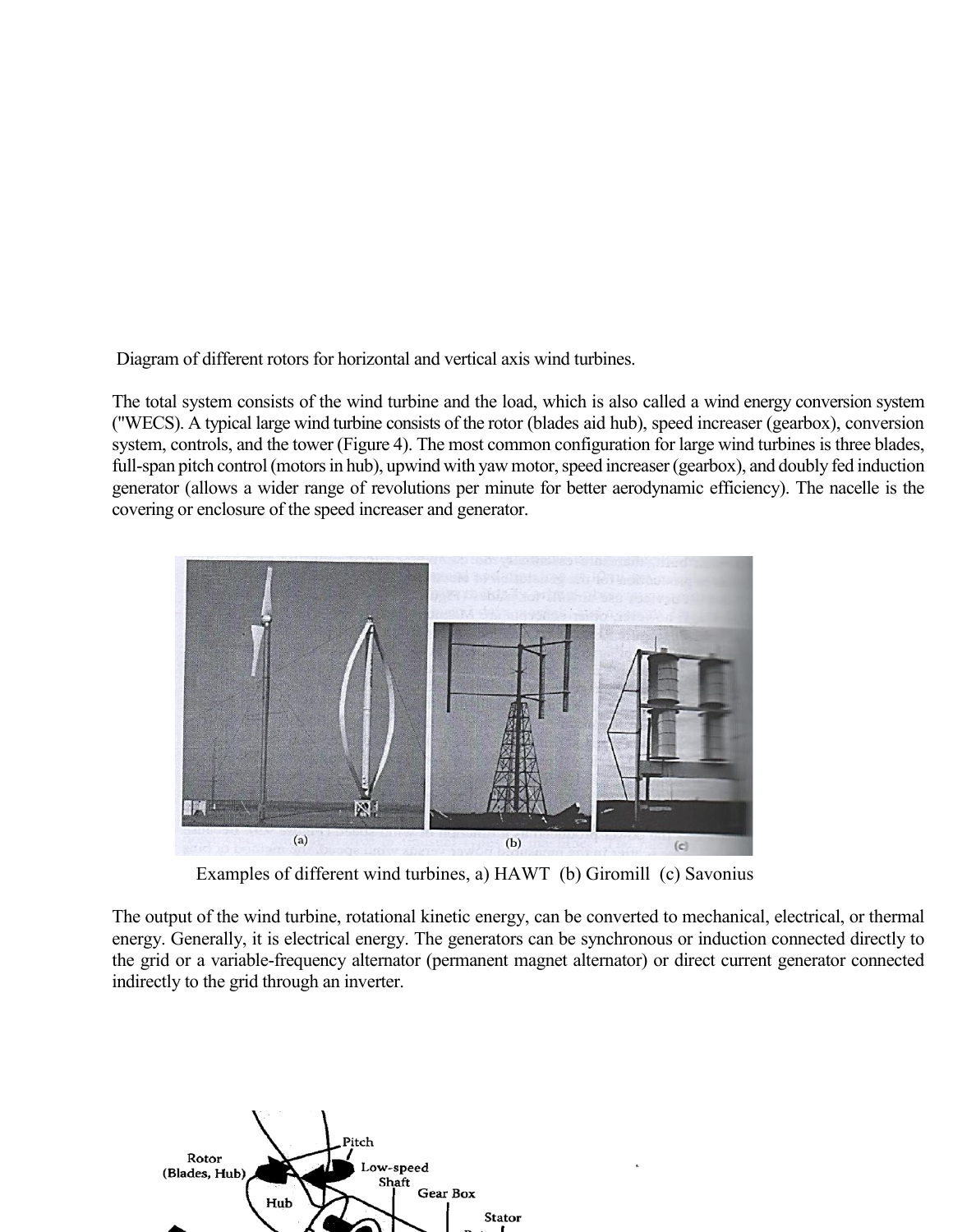Diagram of different rotors for horizontal and vertical axis wind turbines.

The total system consists of the wind turbine and the load, which is also called a wind energy conversion system ("WECS). A typical large wind turbine consists of the rotor (blades aid hub), speed increaser (gearbox), conversion system, controls, and the tower (Figure 4). The most common configuration for large wind turbines is three blades, full-span pitch control (motors in hub), upwind with yaw motor, speed increaser (gearbox), and doubly fed induction generator (allows a wider range of revolutions per minute for better aerodynamic efficiency). The nacelle is the covering or enclosure of the speed increaser and generator.

Examples of different wind turbines, a) HAWT (b) Giromill (c) Savonius

The output of the wind turbine, rotational kinetic energy, can be converted to mechanical, electrical, or thermal energy. Generally, it is electrical energy. The generators can be synchronous or induction connected directly to the grid or a variable-frequency alternator (permanent magnet alternator) or direct current generator connected indirectly to the grid through an inverter.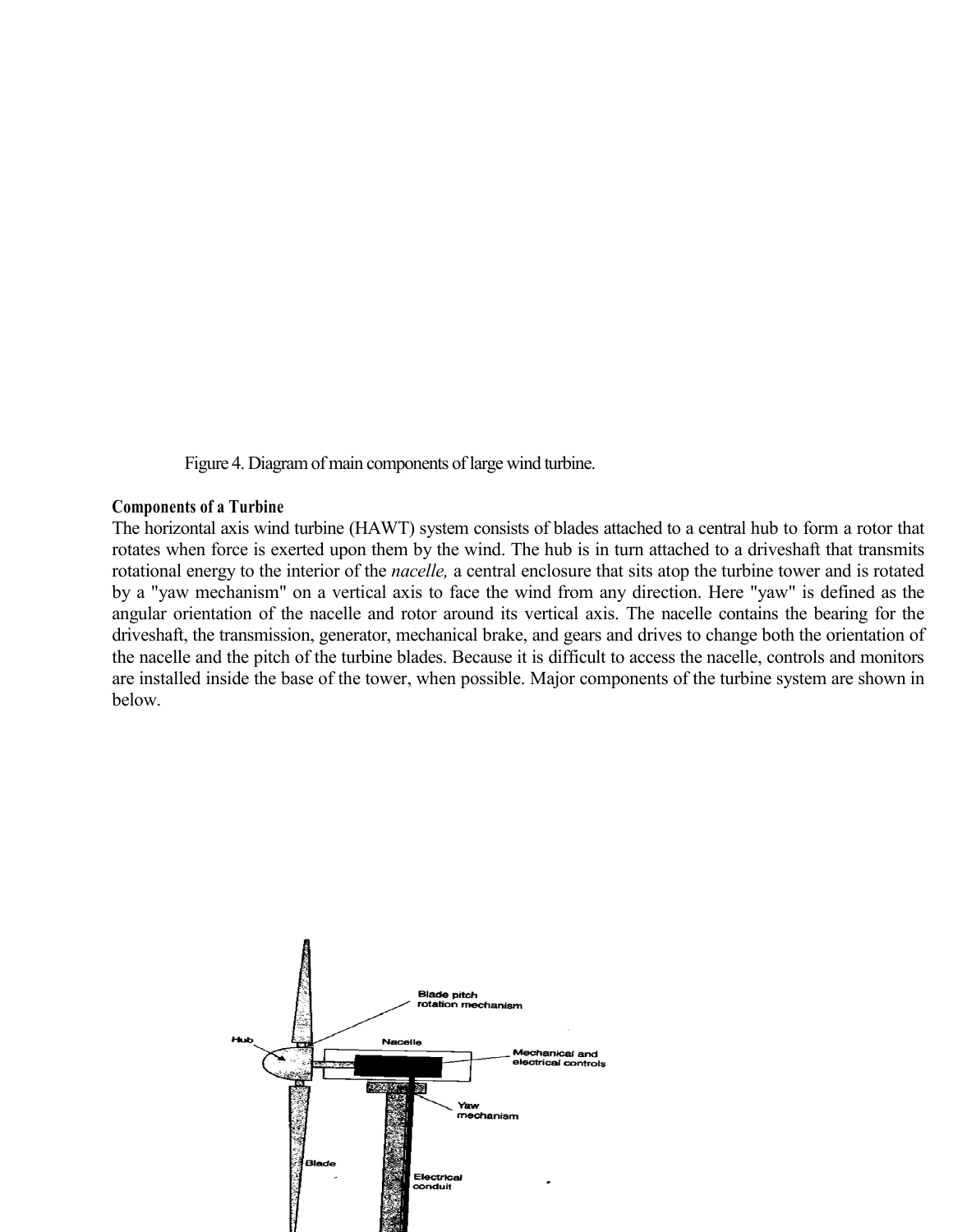Figure 4. Diagram of main components of large wind turbine.

**Components of a Turbine**

The horizontal axis wind turbine (HAWT) system consists of blades attached to a central hub to form a rotor that rotates when force is exerted upon them by the wind. The hub is in turn attached to a driveshaft that transmits rotational energy to the interior of the *nacelle,* a central enclosure that sits atop the turbine tower and is rotated by a "yaw mechanism" on a vertical axis to face the wind from any direction. Here "yaw" is defined as the angular orientation of the nacelle and rotor around its vertical axis. The nacelle contains the bearing for the driveshaft, the transmission, generator, mechanical brake, and gears and drives to change both the orientation of the nacelle and the pitch of the turbine blades. Because it is difficult to access the nacelle, controls and monitors are installed inside the base of the tower, when possible. Major components of the turbine system are shown in below.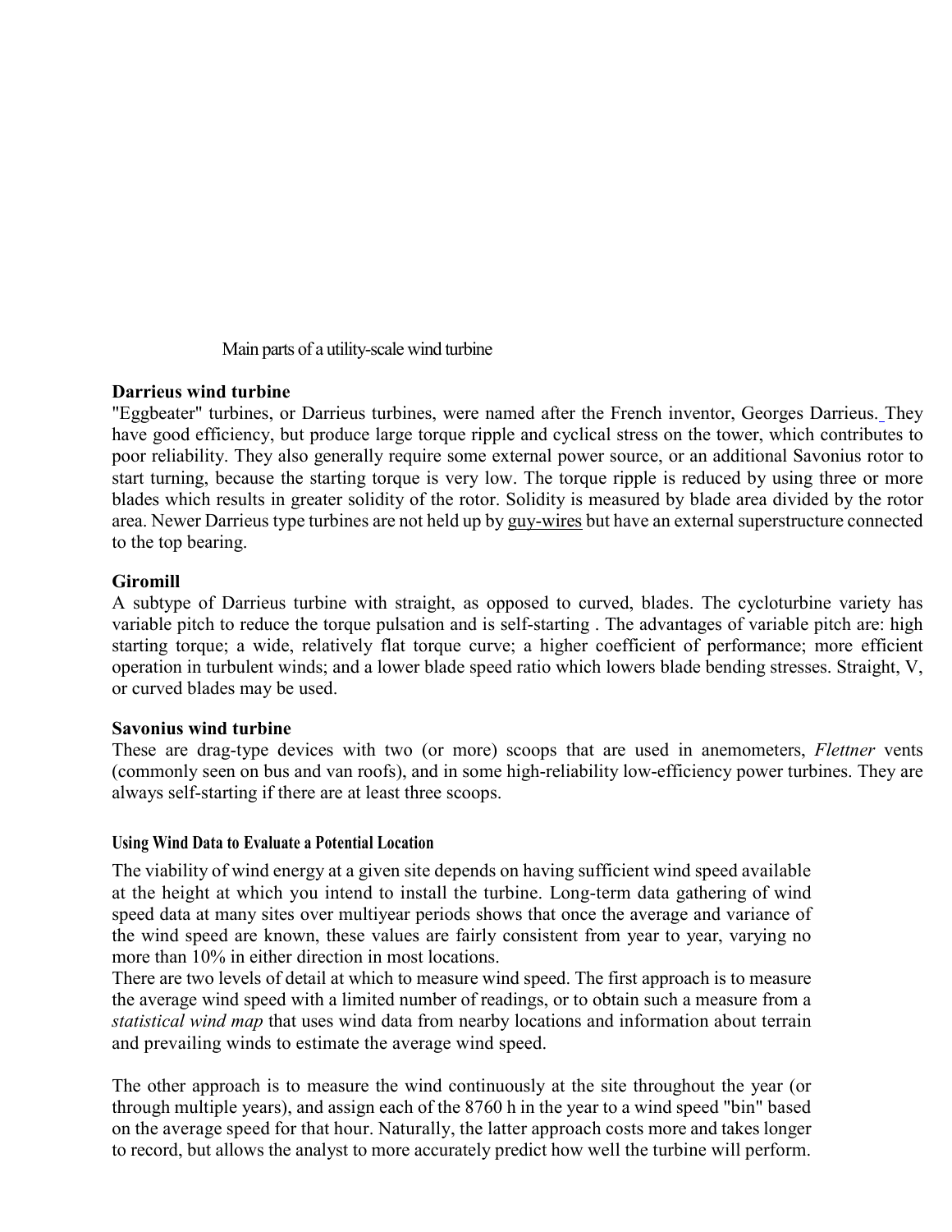Main parts of a utility-scale wind turbine

**Darrieus wind turbine**

"Eggbeater" turbines, or Darrieus turbines, were named after the French inventor, Georges Darrieus. They have good efficiency, but produce large torque ripple and cyclical stress on the tower, which contributes to poor reliability. They also generally require some external power source, or an additional Savonius rotor to start turning, because the starting torque is very low. The torque ripple is reduced by using three or more blades which results in greater solidity of the rotor. Solidity is measured by blade area divided by the rotor area. Newer Darrieus type turbines are not held up by guy-wires but have an external superstructure connected to the top bearing.

**Giromill**

A subtype of Darrieus turbine with straight, as opposed to curved, blades. The cycloturbine variety has variable pitch to reduce the torque pulsation and is self-starting . The advantages of variable pitch are: high starting torque; a wide, relatively flat torque curve; a higher coefficient of performance; more efficient operation in turbulent winds; and a lower blade speed ratio which lowers blade bending stresses. Straight, V, or curved blades may be used.

**Savonius wind turbine**

These are drag-type devices with two (or more) scoops that are used in anemometers, *Flettner* vents (commonly seen on bus and van roofs), and in some high-reliability low-efficiency power turbines. They are always self-starting if there are at least three scoops.

**Using Wind Data to Evaluate a Potential Location**

The viability of wind energy at a given site depends on having sufficient wind speed available at the height at which you intend to install the turbine. Long-term data gathering of wind speed data at many sites over multiyear periods shows that once the average and variance of the wind speed are known, these values are fairly consistent from year to year, varying no more than 10% in either direction in most locations.

There are two levels of detail at which to measure wind speed. The first approach is to measure the average wind speed with a limited number of readings, or to obtain such a measure from a *statistical wind map* that uses wind data from nearby locations and information about terrain and prevailing winds to estimate the average wind speed.

The other approach is to measure the wind continuously at the site throughout the year (or through multiple years), and assign each of the 8760 h in the year to a wind speed "bin" based on the average speed for that hour. Naturally, the latter approach costs more and takes longer to record, but allows the analyst to more accurately predict how well the turbine will perform.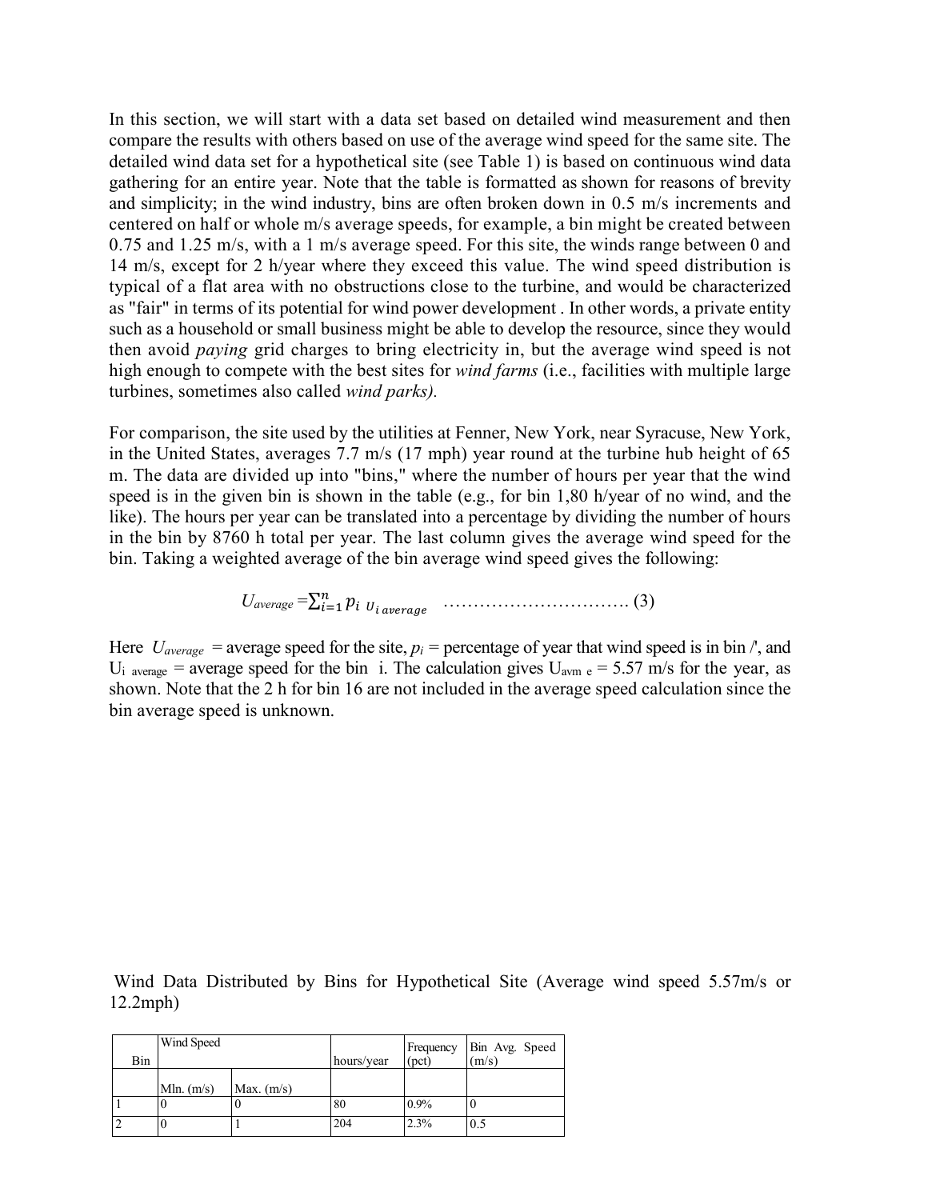In this section, we will start with a data set based on detailed wind measurement and then compare the results with others based on use of the average wind speed for the same site. The detailed wind data set for a hypothetical site (see Table 1) is based on continuous wind data gathering for an entire year. Note that the table is formatted as shown for reasons of brevity and simplicity; in the wind industry, bins are often broken down in 0.5 m/s increments and centered on half or whole m/s average speeds, for example, a bin might be created between 0.75 and 1.25 m/s, with a 1 m/s average speed. For this site, the winds range between 0 and 14 m/s, except for 2 h/year where they exceed this value. The wind speed distribution is typical of a flat area with no obstructions close to the turbine, and would be characterized as "fair" in terms of its potential for wind power development . In other words, a private entity such as a household or small business might be able to develop the resource, since they would then avoid *paying* grid charges to bring electricity in, but the average wind speed is not high enough to compete with the best sites for *wind farms* (i.e., facilities with multiple large turbines, sometimes also called *wind parks).*

For comparison, the site used by the utilities at Fenner, New York, near Syracuse, New York, in the United States, averages 7.7 m/s (17 mph) year round at the turbine hub height of 65 m. The data are divided up into "bins," where the number of hours per year that the wind speed is in the given bin is shown in the table (e.g., for bin 1,80 h/year of no wind, and the like). The hours per year can be translated into a percentage by dividing the number of hours in the bin by 8760 h total per year. The last column gives the average wind speed for the bin. Taking a weighted average of the bin average wind speed gives the following:

$$U_{average} = \sum_{i=1}^{n} p_i \; U_{i\,average} \quad \ldots\ldots\ldots\ldots\ldots\ldots\ldots\ldots\ldots\ldots (3)$$

Here $U_{average}$ = average speed for the site, $p_i$ = percentage of year that wind speed is in bin /', and $U_{i\ average}$ = average speed for the bin i. The calculation gives $U_{avm\ e}$ = 5.57 m/s for the year, as shown. Note that the 2 h for bin 16 are not included in the average speed calculation since the bin average speed is unknown.

Wind Data Distributed by Bins for Hypothetical Site (Average wind speed 5.57m/s or 12.2mph)

| Bin | Wind Speed | | hours/year | Frequency (pct) | Bin Avg. Speed (m/s) |
|---|---|---|---|---|---|
| | Mln. (m/s) | Max. (m/s) | | | |
| 1 | 0 | 0 | 80 | 0.9% | 0 |
| 2 | 0 | 1 | 204 | 2.3% | 0.5 |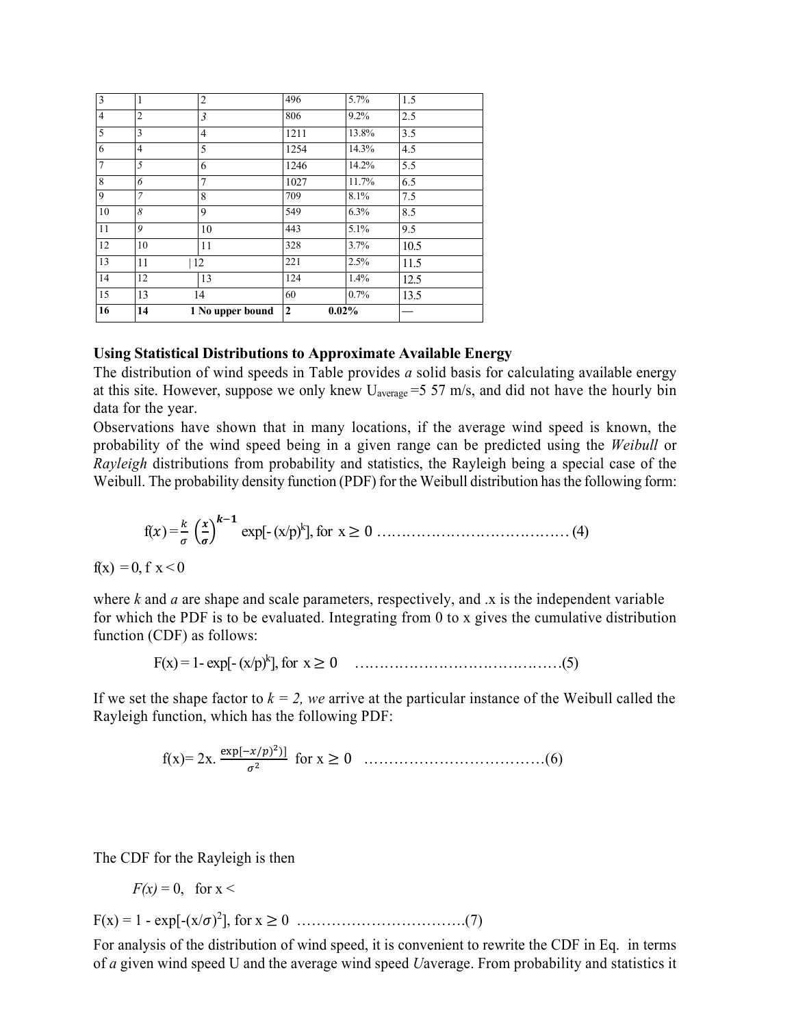| 3 | 1 | 2 | 496 | 5.7% | 1.5 |
|---|---|---|---|---|---|
| 4 | 2 | 3 | 806 | 9.2% | 2.5 |
| 5 | 3 | 4 | 1211 | 13.8% | 3.5 |
| 6 | 4 | 5 | 1254 | 14.3% | 4.5 |
| 7 | 5 | 6 | 1246 | 14.2% | 5.5 |
| 8 | 6 | 7 | 1027 | 11.7% | 6.5 |
| 9 | 7 | 8 | 709 | 8.1% | 7.5 |
| 10 | 8 | 9 | 549 | 6.3% | 8.5 |
| 11 | 9 | 10 | 443 | 5.1% | 9.5 |
| 12 | 10 | 11 | 328 | 3.7% | 10.5 |
| 13 | 11 | 12 | 221 | 2.5% | 11.5 |
| 14 | 12 | 13 | 124 | 1.4% | 12.5 |
| 15 | 13 | 14 | 60 | 0.7% | 13.5 |
| **16** | **14** | **1 No upper bound** | **2** | **0.02%** | — |

**Using Statistical Distributions to Approximate Available Energy**

The distribution of wind speeds in Table provides *a* solid basis for calculating available energy at this site. However, suppose we only knew $U_{average}$ =5 57 m/s, and did not have the hourly bin data for the year.

Observations have shown that in many locations, if the average wind speed is known, the probability of the wind speed being in a given range can be predicted using the *Weibull* or *Rayleigh* distributions from probability and statistics, the Rayleigh being a special case of the Weibull. The probability density function (PDF) for the Weibull distribution has the following form:

$$f(x) = \frac{k}{\sigma}\left(\frac{x}{\sigma}\right)^{k-1} \exp[-(x/p)^k], \text{ for } x \geq 0 \quad \ldots\ldots\ldots\ldots\ldots\ldots\ldots\ldots\ldots\ldots (4)$$

f(x) = 0, f x < 0

where *k* and *a* are shape and scale parameters, respectively, and .x is the independent variable for which the PDF is to be evaluated. Integrating from 0 to x gives the cumulative distribution function (CDF) as follows:

$$F(x) = 1 - \exp[-(x/p)^k], \text{ for } x \geq 0 \quad \ldots\ldots\ldots\ldots\ldots\ldots\ldots\ldots\ldots\ldots (5)$$

If we set the shape factor to *k = 2, we* arrive at the particular instance of the Weibull called the Rayleigh function, which has the following PDF:

$$f(x) = 2x. \frac{\exp[-x/p)^2)]}{\sigma^2} \text{ for } x \geq 0 \quad \ldots\ldots\ldots\ldots\ldots\ldots\ldots\ldots\ldots (6)$$

The CDF for the Rayleigh is then

*F(x)* = 0, for x <

$$F(x) = 1 - \exp[-(x/\sigma)^2], \text{ for } x \geq 0 \quad \ldots\ldots\ldots\ldots\ldots\ldots\ldots\ldots (7)$$

For analysis of the distribution of wind speed, it is convenient to rewrite the CDF in Eq. in terms of *a* given wind speed U and the average wind speed *U*average. From probability and statistics it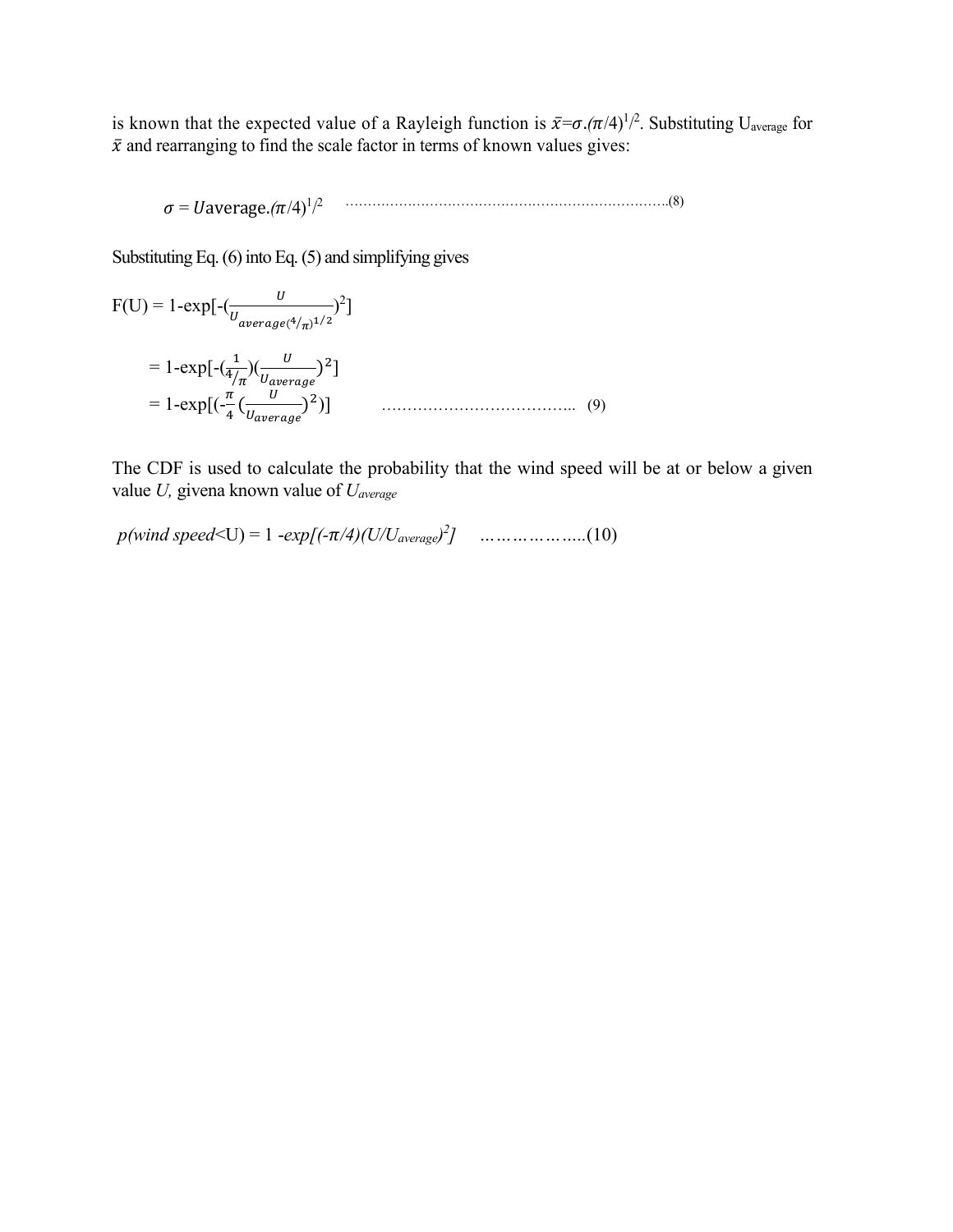is known that the expected value of a Rayleigh function is $\bar{x}=\sigma.(\pi/4)^{1/2}$. Substituting $U_{average}$ for $\bar{x}$ and rearranging to find the scale factor in terms of known values gives:

$$\sigma = U\text{average}.(\pi/4)^{1/2} \quad \text{.......................................................................(8)}$$

Substituting Eq. (6) into Eq. (5) and simplifying gives

$$F(U) = 1\text{-}\exp[-(\frac{U}{U_{average(4/\pi)^{1/2}}})^2]$$

$$= 1\text{-}\exp[-(\frac{1}{4/\pi})(\frac{U}{U_{average}})^2]$$

$$= 1\text{-}\exp[(-\frac{\pi}{4}(\frac{U}{U_{average}})^2)] \quad \text{...................................... (9)}$$

The CDF is used to calculate the probability that the wind speed will be at or below a given value *U,* givena known value of $U_{average}$

$$p(\textit{wind speed}<U) = 1 - \exp[(-\pi/4)(U/U_{average})^2] \quad \text{.....................(10)}$$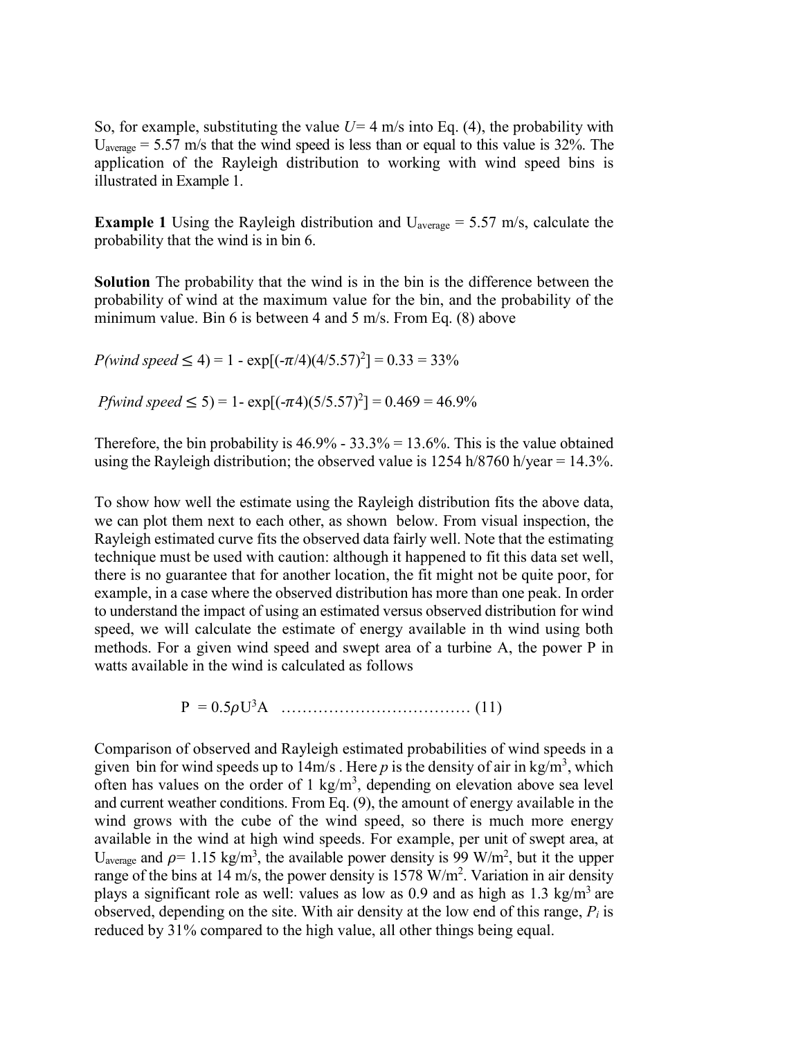So, for example, substituting the value $U$= 4 m/s into Eq. (4), the probability with $U_{average}$ = 5.57 m/s that the wind speed is less than or equal to this value is 32%. The application of the Rayleigh distribution to working with wind speed bins is illustrated in Example 1.

**Example 1** Using the Rayleigh distribution and $U_{average}$ = 5.57 m/s, calculate the probability that the wind is in bin 6.

**Solution** The probability that the wind is in the bin is the difference between the probability of wind at the maximum value for the bin, and the probability of the minimum value. Bin 6 is between 4 and 5 m/s. From Eq. (8) above

$P(wind\ speed \leq 4) = 1 - \exp[(-\pi/4)(4/5.57)^2] = 0.33 = 33\%$

$Pfwind\ speed \leq 5) = 1 - \exp[(-\pi 4)(5/5.57)^2] = 0.469 = 46.9\%$

Therefore, the bin probability is 46.9% - 33.3% = 13.6%. This is the value obtained using the Rayleigh distribution; the observed value is 1254 h/8760 h/year = 14.3%.

To show how well the estimate using the Rayleigh distribution fits the above data, we can plot them next to each other, as shown below. From visual inspection, the Rayleigh estimated curve fits the observed data fairly well. Note that the estimating technique must be used with caution: although it happened to fit this data set well, there is no guarantee that for another location, the fit might not be quite poor, for example, in a case where the observed distribution has more than one peak. In order to understand the impact of using an estimated versus observed distribution for wind speed, we will calculate the estimate of energy available in th wind using both methods. For a given wind speed and swept area of a turbine A, the power P in watts available in the wind is calculated as follows

$$P = 0.5\rho U^3 A \quad \text{……………………………… (11)}$$

Comparison of observed and Rayleigh estimated probabilities of wind speeds in a given bin for wind speeds up to 14m/s . Here $p$ is the density of air in kg/m$^3$, which often has values on the order of 1 kg/m$^3$, depending on elevation above sea level and current weather conditions. From Eq. (9), the amount of energy available in the wind grows with the cube of the wind speed, so there is much more energy available in the wind at high wind speeds. For example, per unit of swept area, at $U_{average}$ and $\rho$= 1.15 kg/m$^3$, the available power density is 99 W/m$^2$, but it the upper range of the bins at 14 m/s, the power density is 1578 W/m$^2$. Variation in air density plays a significant role as well: values as low as 0.9 and as high as 1.3 kg/m$^3$ are observed, depending on the site. With air density at the low end of this range, $P_i$ is reduced by 31% compared to the high value, all other things being equal.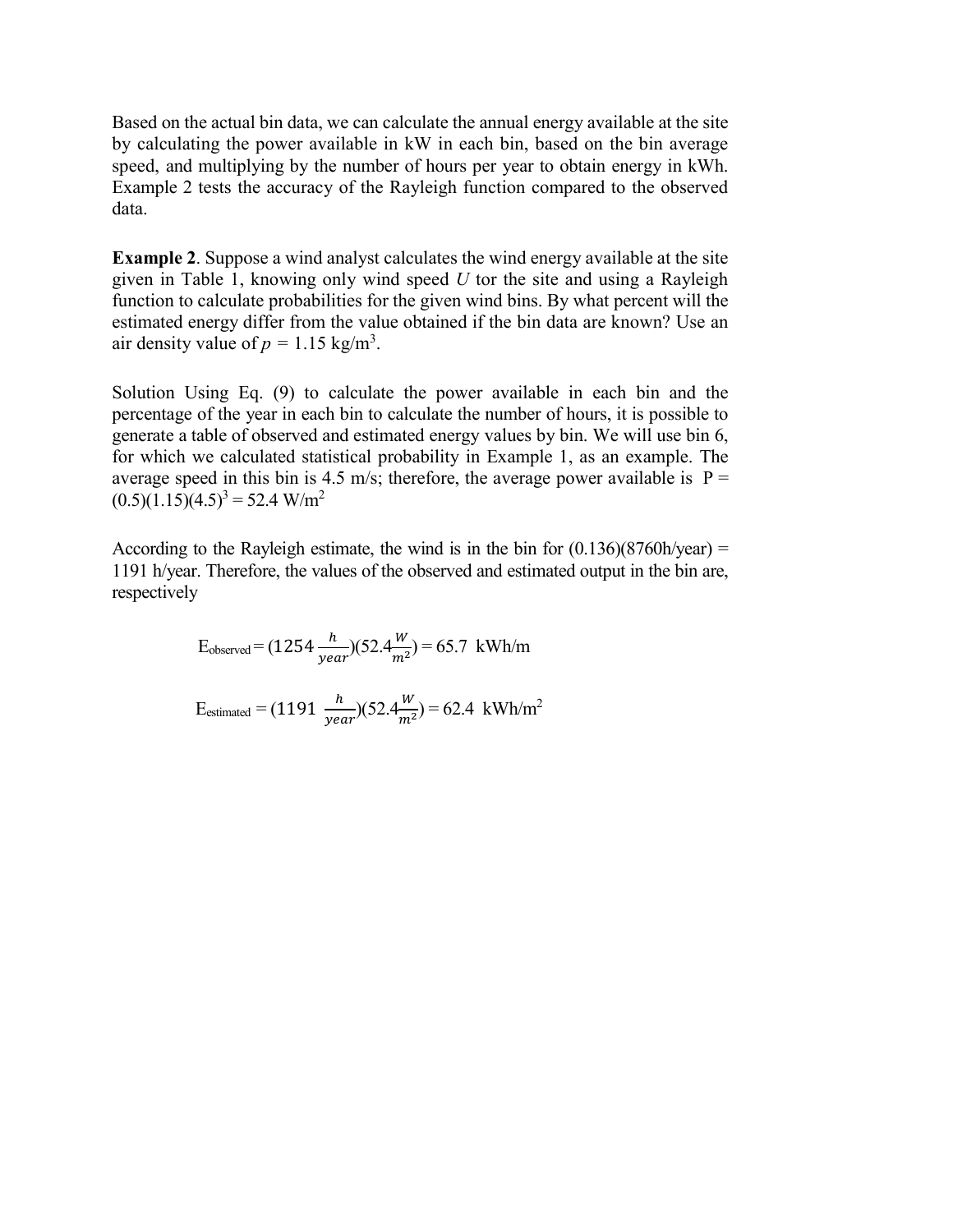Based on the actual bin data, we can calculate the annual energy available at the site by calculating the power available in kW in each bin, based on the bin average speed, and multiplying by the number of hours per year to obtain energy in kWh. Example 2 tests the accuracy of the Rayleigh function compared to the observed data.

**Example 2**. Suppose a wind analyst calculates the wind energy available at the site given in Table 1, knowing only wind speed $U$ tor the site and using a Rayleigh function to calculate probabilities for the given wind bins. By what percent will the estimated energy differ from the value obtained if the bin data are known? Use an air density value of $p$ = 1.15 kg/m$^3$.

Solution Using Eq. (9) to calculate the power available in each bin and the percentage of the year in each bin to calculate the number of hours, it is possible to generate a table of observed and estimated energy values by bin. We will use bin 6, for which we calculated statistical probability in Example 1, as an example. The average speed in this bin is 4.5 m/s; therefore, the average power available is $P = (0.5)(1.15)(4.5)^3 = 52.4$ W/m$^2$

According to the Rayleigh estimate, the wind is in the bin for (0.136)(8760h/year) = 1191 h/year. Therefore, the values of the observed and estimated output in the bin are, respectively

$$E_{observed} = (1254\,\frac{h}{year})(52.4\frac{W}{m^2}) = 65.7\ \text{kWh/m}$$

$$E_{estimated} = (1191\,\frac{h}{year})(52.4\frac{W}{m^2}) = 62.4\ \text{kWh/m}^2$$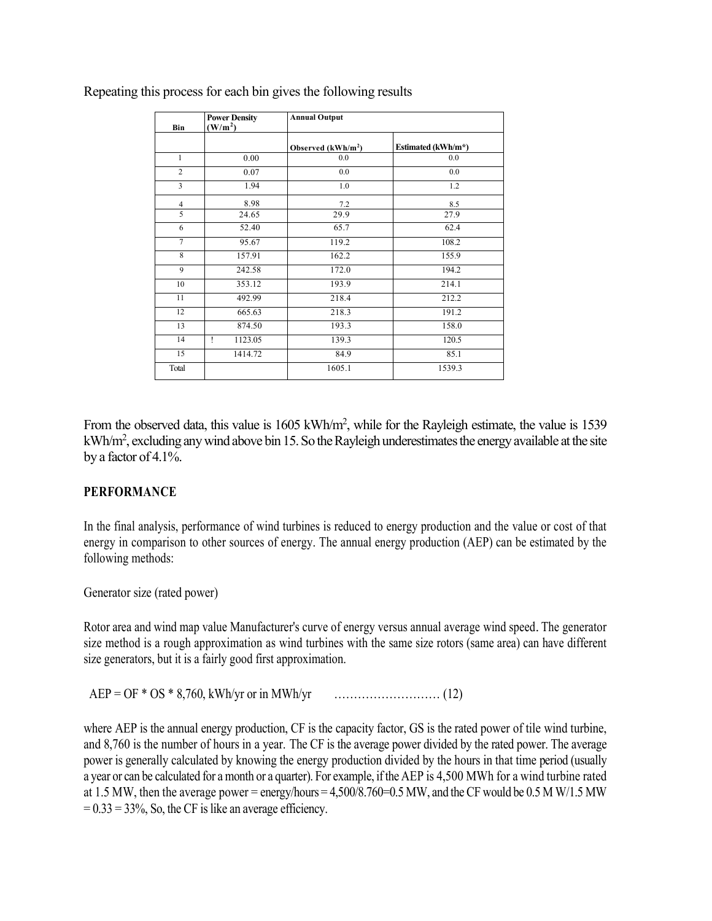Repeating this process for each bin gives the following results

| Bin | Power Density ($W/m^2$) | Annual Output | |
|---|---|---|---|
| | | Observed ($kWh/m^2$) | Estimated (kWh/m*) |
| 1 | 0.00 | 0.0 | 0.0 |
| 2 | 0.07 | 0.0 | 0.0 |
| 3 | 1.94 | 1.0 | 1.2 |
| 4 | 8.98 | 7.2 | 8.5 |
| 5 | 24.65 | 29.9 | 27.9 |
| 6 | 52.40 | 65.7 | 62.4 |
| 7 | 95.67 | 119.2 | 108.2 |
| 8 | 157.91 | 162.2 | 155.9 |
| 9 | 242.58 | 172.0 | 194.2 |
| 10 | 353.12 | 193.9 | 214.1 |
| 11 | 492.99 | 218.4 | 212.2 |
| 12 | 665.63 | 218.3 | 191.2 |
| 13 | 874.50 | 193.3 | 158.0 |
| 14 | ! 1123.05 | 139.3 | 120.5 |
| 15 | 1414.72 | 84.9 | 85.1 |
| Total | | 1605.1 | 1539.3 |

From the observed data, this value is 1605 $kWh/m^2$, while for the Rayleigh estimate, the value is 1539 $kWh/m^2$, excluding any wind above bin 15. So the Rayleigh underestimates the energy available at the site by a factor of 4.1%.

**PERFORMANCE**

In the final analysis, performance of wind turbines is reduced to energy production and the value or cost of that energy in comparison to other sources of energy. The annual energy production (AEP) can be estimated by the following methods:

Generator size (rated power)

Rotor area and wind map value Manufacturer's curve of energy versus annual average wind speed. The generator size method is a rough approximation as wind turbines with the same size rotors (same area) can have different size generators, but it is a fairly good first approximation.

AEP = OF * OS * 8,760, kWh/yr or in MWh/yr ……………………… (12)

where AEP is the annual energy production, CF is the capacity factor, GS is the rated power of tile wind turbine, and 8,760 is the number of hours in a year. The CF is the average power divided by the rated power. The average power is generally calculated by knowing the energy production divided by the hours in that time period (usually a year or can be calculated for a month or a quarter). For example, if the AEP is 4,500 MWh for a wind turbine rated at 1.5 MW, then the average power = energy/hours = 4,500/8.760=0.5 MW, and the CF would be 0.5 M W/1.5 MW = 0.33 = 33%, So, the CF is like an average efficiency.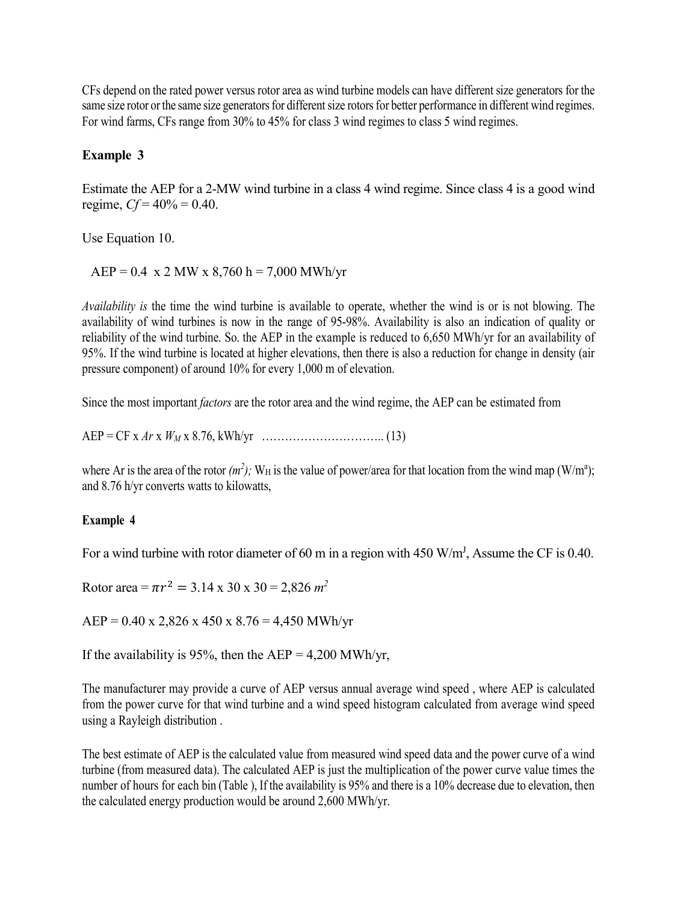CFs depend on the rated power versus rotor area as wind turbine models can have different size generators for the same size rotor or the same size generators for different size rotors for better performance in different wind regimes. For wind farms, CFs range from 30% to 45% for class 3 wind regimes to class 5 wind regimes.

### Example 3

Estimate the AEP for a 2-MW wind turbine in a class 4 wind regime. Since class 4 is a good wind regime, $Cf$ = 40% = 0.40.

Use Equation 10.

AEP = 0.4 x 2 MW x 8,760 h = 7,000 MWh/yr

*Availability is* the time the wind turbine is available to operate, whether the wind is or is not blowing. The availability of wind turbines is now in the range of 95-98%. Availability is also an indication of quality or reliability of the wind turbine. So. the AEP in the example is reduced to 6,650 MWh/yr for an availability of 95%. If the wind turbine is located at higher elevations, then there is also a reduction for change in density (air pressure component) of around 10% for every 1,000 m of elevation.

Since the most important *factors* are the rotor area and the wind regime, the AEP can be estimated from

AEP = CF x $Ar$ x $W_M$ x 8.76, kWh/yr ………………………….. (13)

where Ar is the area of the rotor *($m^2$);* $W_H$ is the value of power/area for that location from the wind map (W/m[a]); and 8.76 h/yr converts watts to kilowatts,

### Example 4

For a wind turbine with rotor diameter of 60 m in a region with 450 W/m[J], Assume the CF is 0.40.

Rotor area = $\pi r^2$ = 3.14 x 30 x 30 = 2,826 $m^2$

AEP = 0.40 x 2,826 x 450 x 8.76 = 4,450 MWh/yr

If the availability is 95%, then the AEP = 4,200 MWh/yr,

The manufacturer may provide a curve of AEP versus annual average wind speed , where AEP is calculated from the power curve for that wind turbine and a wind speed histogram calculated from average wind speed using a Rayleigh distribution .

The best estimate of AEP is the calculated value from measured wind speed data and the power curve of a wind turbine (from measured data). The calculated AEP is just the multiplication of the power curve value times the number of hours for each bin (Table ), If the availability is 95% and there is a 10% decrease due to elevation, then the calculated energy production would be around 2,600 MWh/yr.